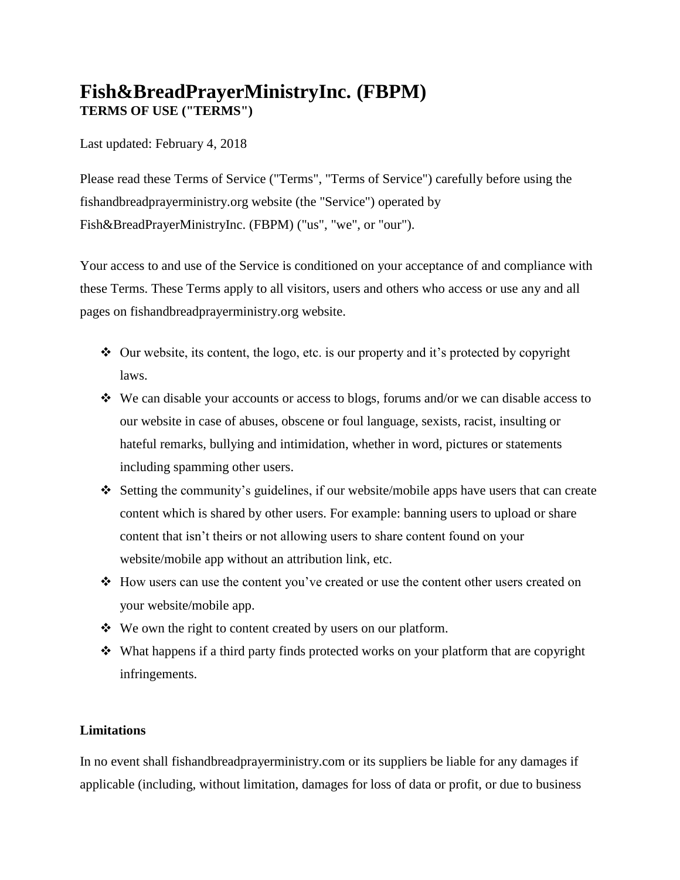# Fish&BreadPrayerMinistryInc. (FBPM)

**TERMS OF USE ("TERMS")**

Last updated: February 4, 2018

Please read these Terms of Service ("Terms", "Terms of Service") carefully before using the fishandbreadprayerministry.org website (the "Service") operated by Fish&BreadPrayerMinistryInc. (FBPM) ("us", "we", or "our").

Your access to and use of the Service is conditioned on your acceptance of and compliance with these Terms. These Terms apply to all visitors, users and others who access or use any and all pages on fishandbreadprayerministry.org website.

- Our website, its content, the logo, etc. is our property and it's protected by copyright laws.
- We can disable your accounts or access to blogs, forums and/or we can disable access to our website in case of abuses, obscene or foul language, sexists, racist, insulting or hateful remarks, bullying and intimidation, whether in word, pictures or statements including spamming other users.
- Setting the community's guidelines, if our website/mobile apps have users that can create content which is shared by other users. For example: banning users to upload or share content that isn't theirs or not allowing users to share content found on your website/mobile app without an attribution link, etc.
- How users can use the content you've created or use the content other users created on your website/mobile app.
- We own the right to content created by users on our platform.
- What happens if a third party finds protected works on your platform that are copyright infringements.

**Limitations**

In no event shall fishandbreadprayerministry.com or its suppliers be liable for any damages if applicable (including, without limitation, damages for loss of data or profit, or due to business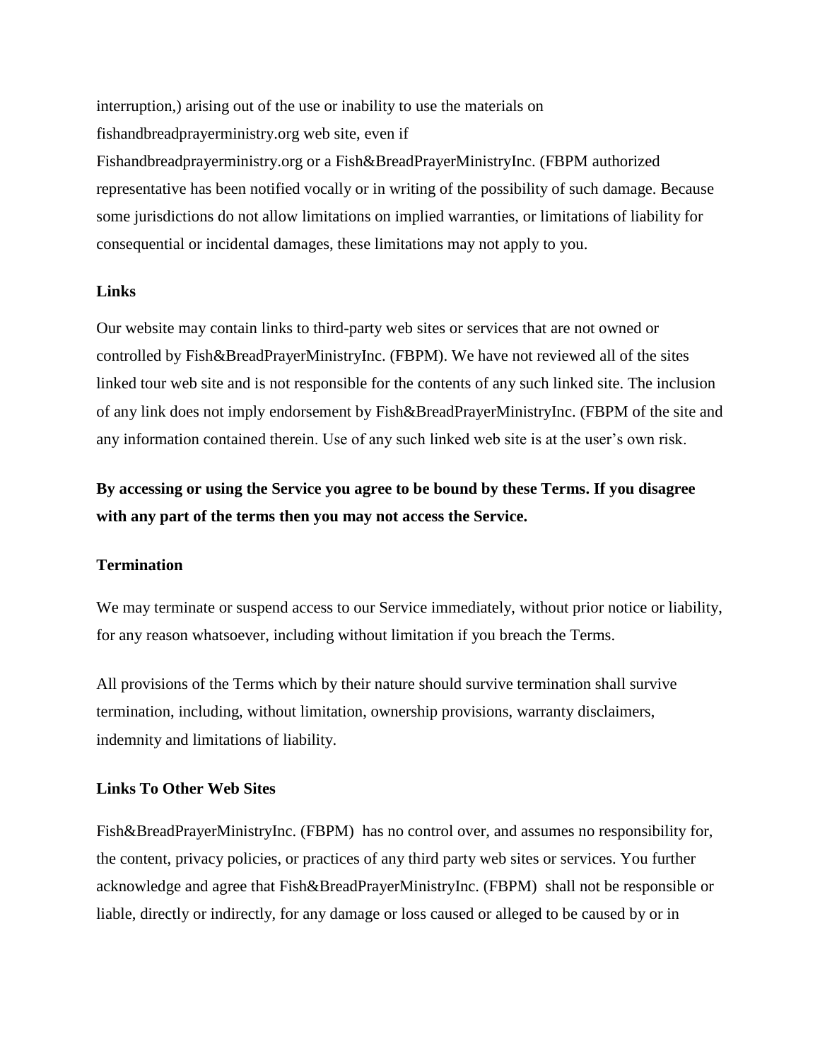interruption,) arising out of the use or inability to use the materials on fishandbreadprayerministry.org web site, even if Fishandbreadprayerministry.org or a Fish&BreadPrayerMinistryInc. (FBPM authorized representative has been notified vocally or in writing of the possibility of such damage. Because some jurisdictions do not allow limitations on implied warranties, or limitations of liability for consequential or incidental damages, these limitations may not apply to you.

**Links**

Our website may contain links to third-party web sites or services that are not owned or controlled by Fish&BreadPrayerMinistryInc. (FBPM). We have not reviewed all of the sites linked tour web site and is not responsible for the contents of any such linked site. The inclusion of any link does not imply endorsement by Fish&BreadPrayerMinistryInc. (FBPM of the site and any information contained therein. Use of any such linked web site is at the user's own risk.

**By accessing or using the Service you agree to be bound by these Terms. If you disagree with any part of the terms then you may not access the Service.**

**Termination**

We may terminate or suspend access to our Service immediately, without prior notice or liability, for any reason whatsoever, including without limitation if you breach the Terms.

All provisions of the Terms which by their nature should survive termination shall survive termination, including, without limitation, ownership provisions, warranty disclaimers, indemnity and limitations of liability.

**Links To Other Web Sites**

Fish&BreadPrayerMinistryInc. (FBPM) has no control over, and assumes no responsibility for, the content, privacy policies, or practices of any third party web sites or services. You further acknowledge and agree that Fish&BreadPrayerMinistryInc. (FBPM) shall not be responsible or liable, directly or indirectly, for any damage or loss caused or alleged to be caused by or in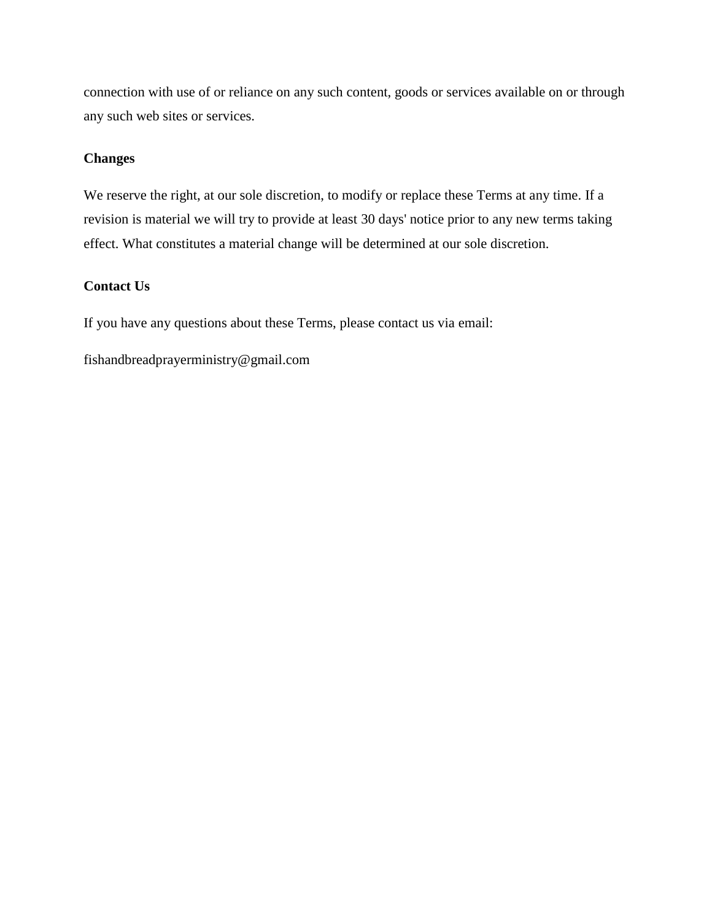connection with use of or reliance on any such content, goods or services available on or through any such web sites or services.

**Changes**

We reserve the right, at our sole discretion, to modify or replace these Terms at any time. If a revision is material we will try to provide at least 30 days' notice prior to any new terms taking effect. What constitutes a material change will be determined at our sole discretion.

**Contact Us**

If you have any questions about these Terms, please contact us via email:

fishandbreadprayerministry@gmail.com